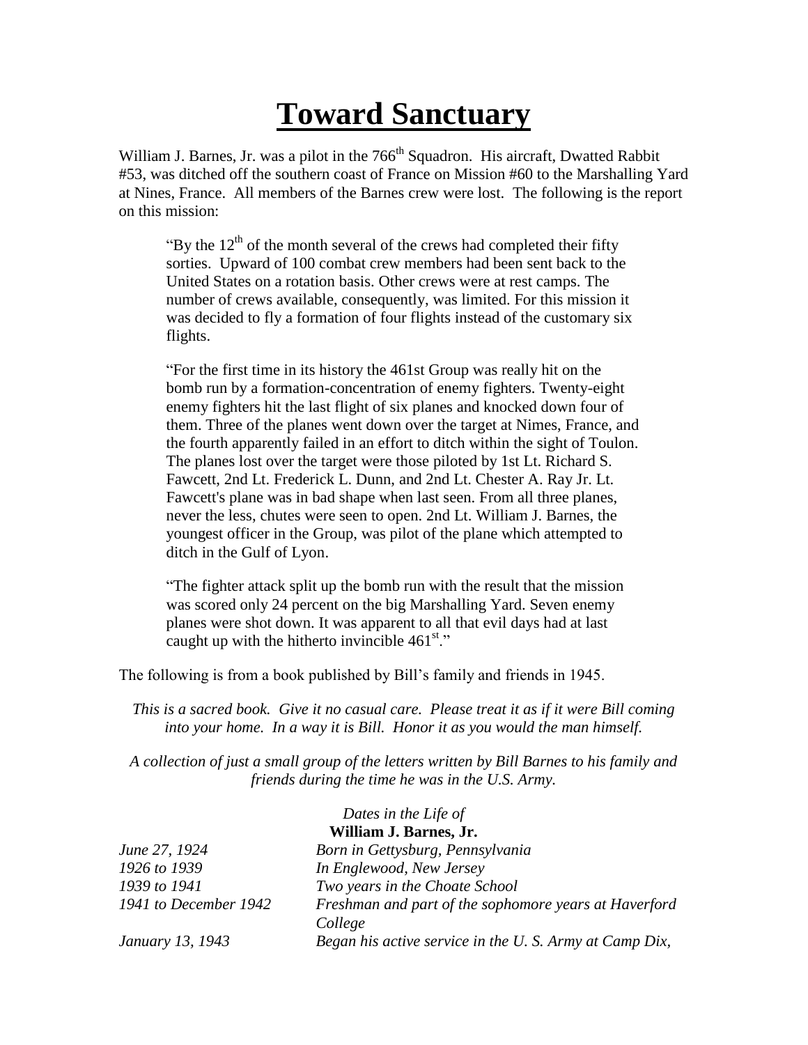# Toward Sanctuary

William J. Barnes, Jr. was a pilot in the 766th Squadron. His aircraft, Dwatted Rabbit #53, was ditched off the southern coast of France on Mission #60 to the Marshalling Yard at Nines, France. All members of the Barnes crew were lost. The following is the report on this mission:

> "By the 12th of the month several of the crews had completed their fifty sorties. Upward of 100 combat crew members had been sent back to the United States on a rotation basis. Other crews were at rest camps. The number of crews available, consequently, was limited. For this mission it was decided to fly a formation of four flights instead of the customary six flights.
>
> "For the first time in its history the 461st Group was really hit on the bomb run by a formation-concentration of enemy fighters. Twenty-eight enemy fighters hit the last flight of six planes and knocked down four of them. Three of the planes went down over the target at Nimes, France, and the fourth apparently failed in an effort to ditch within the sight of Toulon. The planes lost over the target were those piloted by 1st Lt. Richard S. Fawcett, 2nd Lt. Frederick L. Dunn, and 2nd Lt. Chester A. Ray Jr. Lt. Fawcett's plane was in bad shape when last seen. From all three planes, never the less, chutes were seen to open. 2nd Lt. William J. Barnes, the youngest officer in the Group, was pilot of the plane which attempted to ditch in the Gulf of Lyon.
>
> "The fighter attack split up the bomb run with the result that the mission was scored only 24 percent on the big Marshalling Yard. Seven enemy planes were shot down. It was apparent to all that evil days had at last caught up with the hitherto invincible 461st."

The following is from a book published by Bill's family and friends in 1945.

*This is a sacred book. Give it no casual care. Please treat it as if it were Bill coming into your home. In a way it is Bill. Honor it as you would the man himself.*

*A collection of just a small group of the letters written by Bill Barnes to his family and friends during the time he was in the U.S. Army.*

*Dates in the Life of*
**William J. Barnes, Jr.**

| | |
|---|---|
| *June 27, 1924* | *Born in Gettysburg, Pennsylvania* |
| *1926 to 1939* | *In Englewood, New Jersey* |
| *1939 to 1941* | *Two years in the Choate School* |
| *1941 to December 1942* | *Freshman and part of the sophomore years at Haverford College* |
| *January 13, 1943* | *Began his active service in the U. S. Army at Camp Dix,* |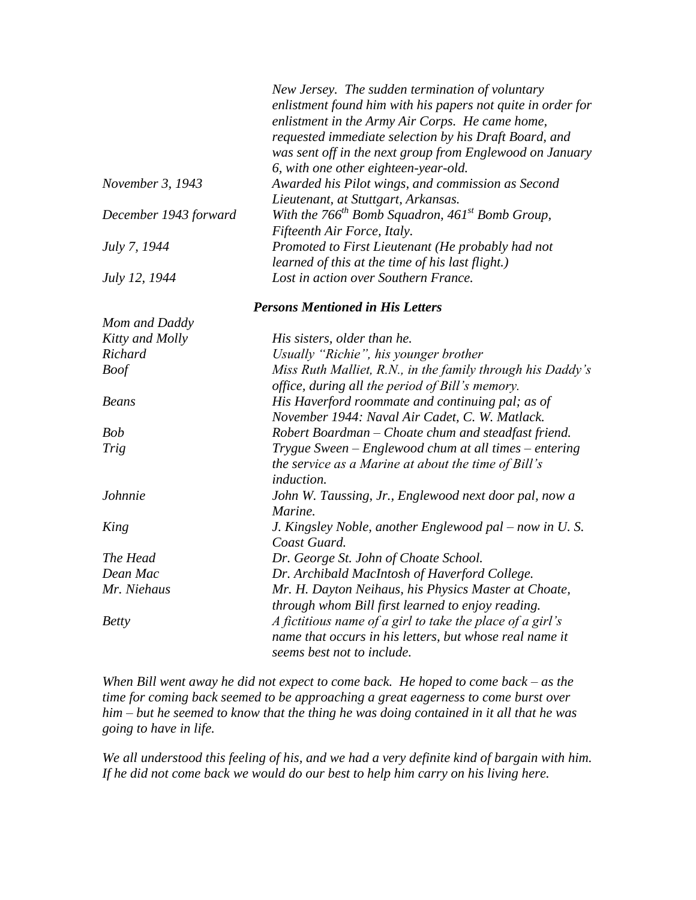| | |
|---|---|
| | *New Jersey. The sudden termination of voluntary enlistment found him with his papers not quite in order for enlistment in the Army Air Corps. He came home, requested immediate selection by his Draft Board, and was sent off in the next group from Englewood on January 6, with one other eighteen-year-old.* |
| *November 3, 1943* | *Awarded his Pilot wings, and commission as Second Lieutenant, at Stuttgart, Arkansas.* |
| *December 1943 forward* | *With the 766th Bomb Squadron, 461st Bomb Group, Fifteenth Air Force, Italy.* |
| *July 7, 1944* | *Promoted to First Lieutenant (He probably had not learned of this at the time of his last flight.)* |
| *July 12, 1944* | *Lost in action over Southern France.* |

### *Persons Mentioned in His Letters*

| | |
|---|---|
| *Mom and Daddy* | |
| *Kitty and Molly* | *His sisters, older than he.* |
| *Richard* | *Usually "Richie", his younger brother* |
| *Boof* | *Miss Ruth Malliet, R.N., in the family through his Daddy's office, during all the period of Bill's memory.* |
| *Beans* | *His Haverford roommate and continuing pal; as of November 1944: Naval Air Cadet, C. W. Matlack.* |
| *Bob* | *Robert Boardman – Choate chum and steadfast friend.* |
| *Trig* | *Trygue Sween – Englewood chum at all times – entering the service as a Marine at about the time of Bill's induction.* |
| *Johnnie* | *John W. Taussing, Jr., Englewood next door pal, now a Marine.* |
| *King* | *J. Kingsley Noble, another Englewood pal – now in U. S. Coast Guard.* |
| *The Head* | *Dr. George St. John of Choate School.* |
| *Dean Mac* | *Dr. Archibald MacIntosh of Haverford College.* |
| *Mr. Niehaus* | *Mr. H. Dayton Neihaus, his Physics Master at Choate, through whom Bill first learned to enjoy reading.* |
| *Betty* | *A fictitious name of a girl to take the place of a girl's name that occurs in his letters, but whose real name it seems best not to include.* |

*When Bill went away he did not expect to come back. He hoped to come back – as the time for coming back seemed to be approaching a great eagerness to come burst over him – but he seemed to know that the thing he was doing contained in it all that he was going to have in life.*

*We all understood this feeling of his, and we had a very definite kind of bargain with him. If he did not come back we would do our best to help him carry on his living here.*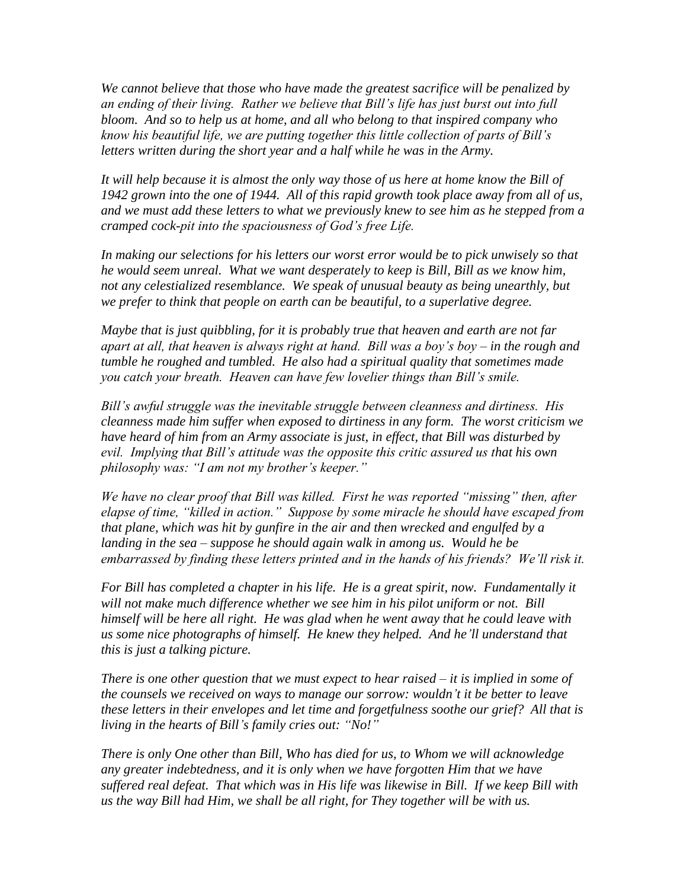*We cannot believe that those who have made the greatest sacrifice will be penalized by an ending of their living. Rather we believe that Bill's life has just burst out into full bloom. And so to help us at home, and all who belong to that inspired company who know his beautiful life, we are putting together this little collection of parts of Bill's letters written during the short year and a half while he was in the Army.*

*It will help because it is almost the only way those of us here at home know the Bill of 1942 grown into the one of 1944. All of this rapid growth took place away from all of us, and we must add these letters to what we previously knew to see him as he stepped from a cramped cock-pit into the spaciousness of God's free Life.*

*In making our selections for his letters our worst error would be to pick unwisely so that he would seem unreal. What we want desperately to keep is Bill, Bill as we know him, not any celestialized resemblance. We speak of unusual beauty as being unearthly, but we prefer to think that people on earth can be beautiful, to a superlative degree.*

*Maybe that is just quibbling, for it is probably true that heaven and earth are not far apart at all, that heaven is always right at hand. Bill was a boy's boy – in the rough and tumble he roughed and tumbled. He also had a spiritual quality that sometimes made you catch your breath. Heaven can have few lovelier things than Bill's smile.*

*Bill's awful struggle was the inevitable struggle between cleanness and dirtiness. His cleanness made him suffer when exposed to dirtiness in any form. The worst criticism we have heard of him from an Army associate is just, in effect, that Bill was disturbed by evil. Implying that Bill's attitude was the opposite this critic assured us that his own philosophy was: "I am not my brother's keeper."*

*We have no clear proof that Bill was killed. First he was reported "missing" then, after elapse of time, "killed in action." Suppose by some miracle he should have escaped from that plane, which was hit by gunfire in the air and then wrecked and engulfed by a landing in the sea – suppose he should again walk in among us. Would he be embarrassed by finding these letters printed and in the hands of his friends? We'll risk it.*

*For Bill has completed a chapter in his life. He is a great spirit, now. Fundamentally it will not make much difference whether we see him in his pilot uniform or not. Bill himself will be here all right. He was glad when he went away that he could leave with us some nice photographs of himself. He knew they helped. And he'll understand that this is just a talking picture.*

*There is one other question that we must expect to hear raised – it is implied in some of the counsels we received on ways to manage our sorrow: wouldn't it be better to leave these letters in their envelopes and let time and forgetfulness soothe our grief? All that is living in the hearts of Bill's family cries out: "No!"*

*There is only One other than Bill, Who has died for us, to Whom we will acknowledge any greater indebtedness, and it is only when we have forgotten Him that we have suffered real defeat. That which was in His life was likewise in Bill. If we keep Bill with us the way Bill had Him, we shall be all right, for They together will be with us.*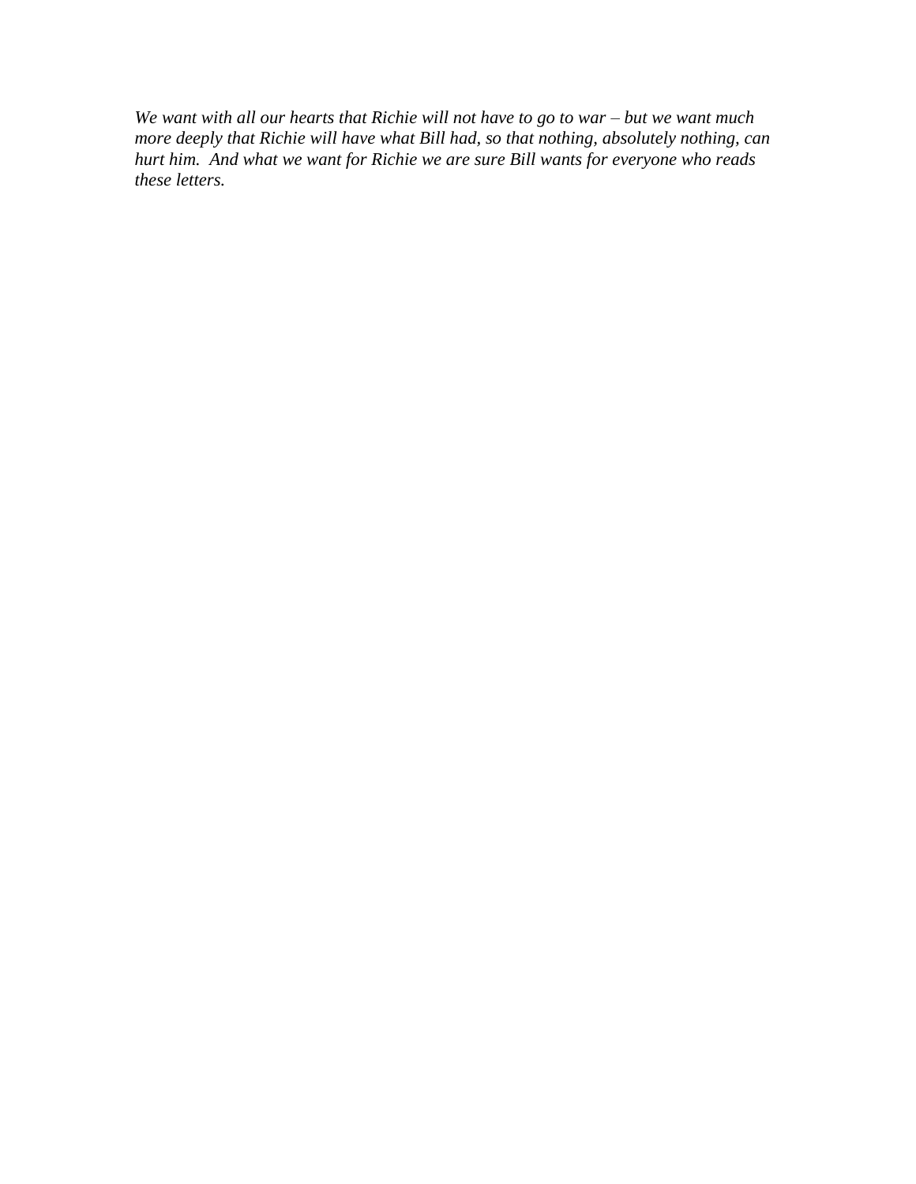*We want with all our hearts that Richie will not have to go to war – but we want much more deeply that Richie will have what Bill had, so that nothing, absolutely nothing, can hurt him. And what we want for Richie we are sure Bill wants for everyone who reads these letters.*